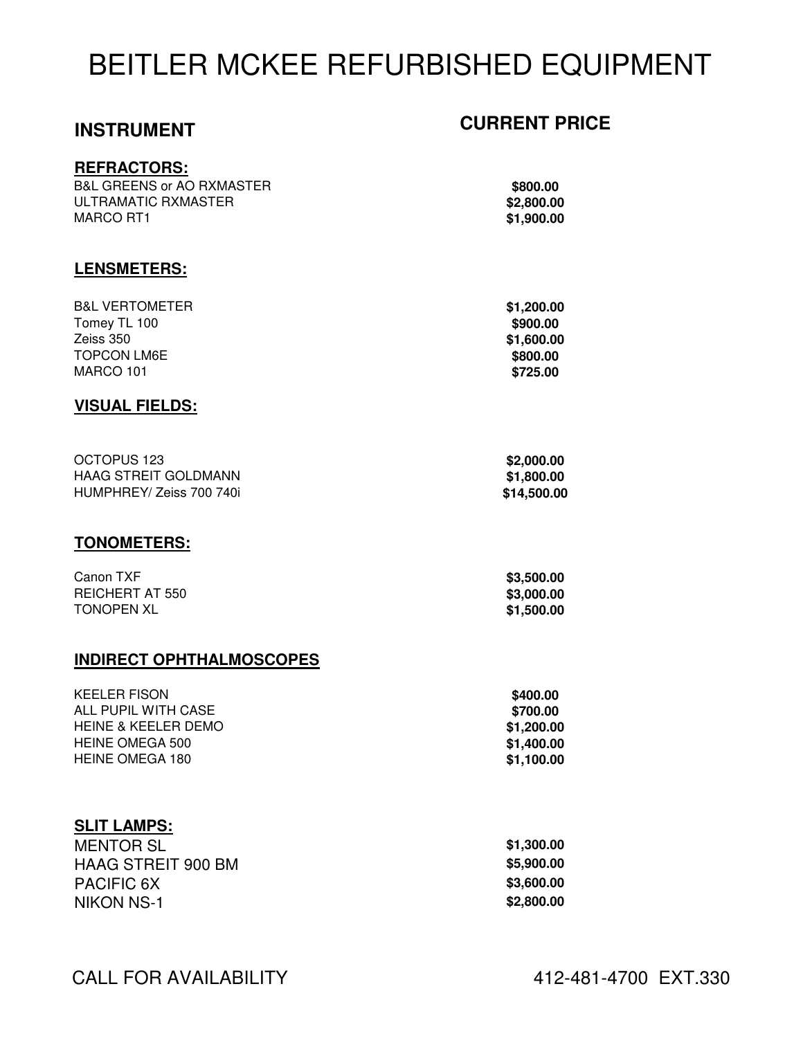# BEITLER MCKEE REFURBISHED EQUIPMENT

| INSTRUMENT | CURRENT PRICE |
|---|---|
| **REFRACTORS:** | |
| B&L GREENS or AO RXMASTER | $800.00 |
| ULTRAMATIC RXMASTER | $2,800.00 |
| MARCO RT1 | $1,900.00 |
| **LENSMETERS:** | |
| B&L VERTOMETER | $1,200.00 |
| Tomey TL 100 | $900.00 |
| Zeiss 350 | $1,600.00 |
| TOPCON LM6E | $800.00 |
| MARCO 101 | $725.00 |
| **VISUAL FIELDS:** | |
| OCTOPUS 123 | $2,000.00 |
| HAAG STREIT GOLDMANN | $1,800.00 |
| HUMPHREY/ Zeiss 700 740i | $14,500.00 |
| **TONOMETERS:** | |
| Canon TXF | $3,500.00 |
| REICHERT AT 550 | $3,000.00 |
| TONOPEN XL | $1,500.00 |
| **INDIRECT OPHTHALMOSCOPES** | |
| KEELER FISON | $400.00 |
| ALL PUPIL WITH CASE | $700.00 |
| HEINE & KEELER DEMO | $1,200.00 |
| HEINE OMEGA 500 | $1,400.00 |
| HEINE OMEGA 180 | $1,100.00 |
| **SLIT LAMPS:** | |
| MENTOR SL | $1,300.00 |
| HAAG STREIT 900 BM | $5,900.00 |
| PACIFIC 6X | $3,600.00 |
| NIKON NS-1 | $2,800.00 |

CALL FOR AVAILABILITY 412-481-4700 EXT.330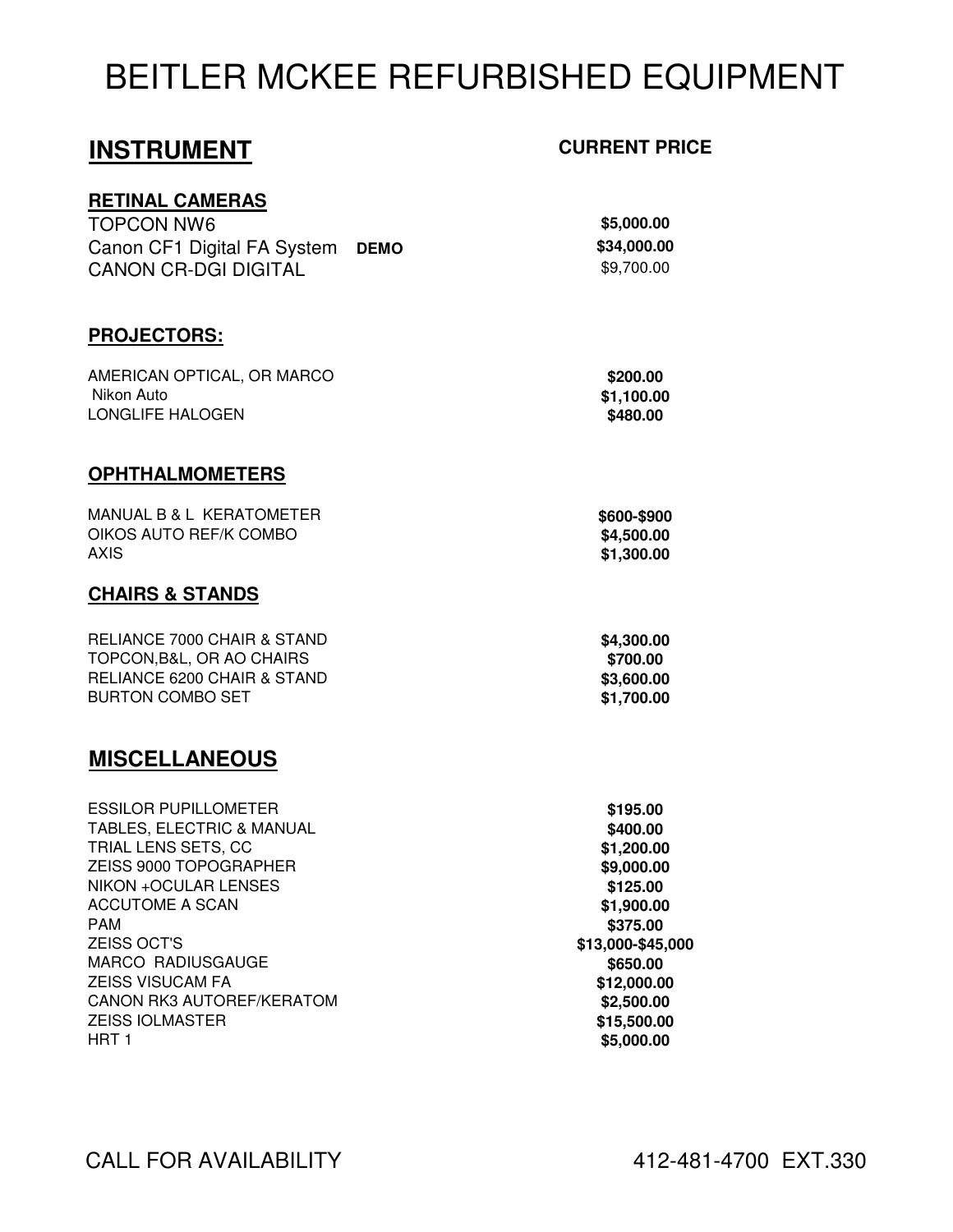# BEITLER MCKEE REFURBISHED EQUIPMENT

| INSTRUMENT | CURRENT PRICE |
|---|---|
| **RETINAL CAMERAS** | |
| TOPCON NW6 | **$5,000.00** |
| Canon CF1 Digital FA System **DEMO** | **$34,000.00** |
| CANON CR-DGI DIGITAL | $9,700.00 |
| **PROJECTORS:** | |
| AMERICAN OPTICAL, OR MARCO | **$200.00** |
| Nikon Auto | **$1,100.00** |
| LONGLIFE HALOGEN | **$480.00** |
| **OPHTHALMOMETERS** | |
| MANUAL B & L KERATOMETER | **$600-$900** |
| OIKOS AUTO REF/K COMBO | **$4,500.00** |
| AXIS | **$1,300.00** |
| **CHAIRS & STANDS** | |
| RELIANCE 7000 CHAIR & STAND | **$4,300.00** |
| TOPCON,B&L, OR AO CHAIRS | **$700.00** |
| RELIANCE 6200 CHAIR & STAND | **$3,600.00** |
| BURTON COMBO SET | **$1,700.00** |
| **MISCELLANEOUS** | |
| ESSILOR PUPILLOMETER | **$195.00** |
| TABLES, ELECTRIC & MANUAL | **$400.00** |
| TRIAL LENS SETS, CC | **$1,200.00** |
| ZEISS 9000 TOPOGRAPHER | **$9,000.00** |
| NIKON +OCULAR LENSES | **$125.00** |
| ACCUTOME A SCAN | **$1,900.00** |
| PAM | **$375.00** |
| ZEISS OCT'S | **$13,000-$45,000** |
| MARCO RADIUSGAUGE | **$650.00** |
| ZEISS VISUCAM FA | **$12,000.00** |
| CANON RK3 AUTOREF/KERATOM | **$2,500.00** |
| ZEISS IOLMASTER | **$15,500.00** |
| HRT 1 | **$5,000.00** |

CALL FOR AVAILABILITY 412-481-4700 EXT.330